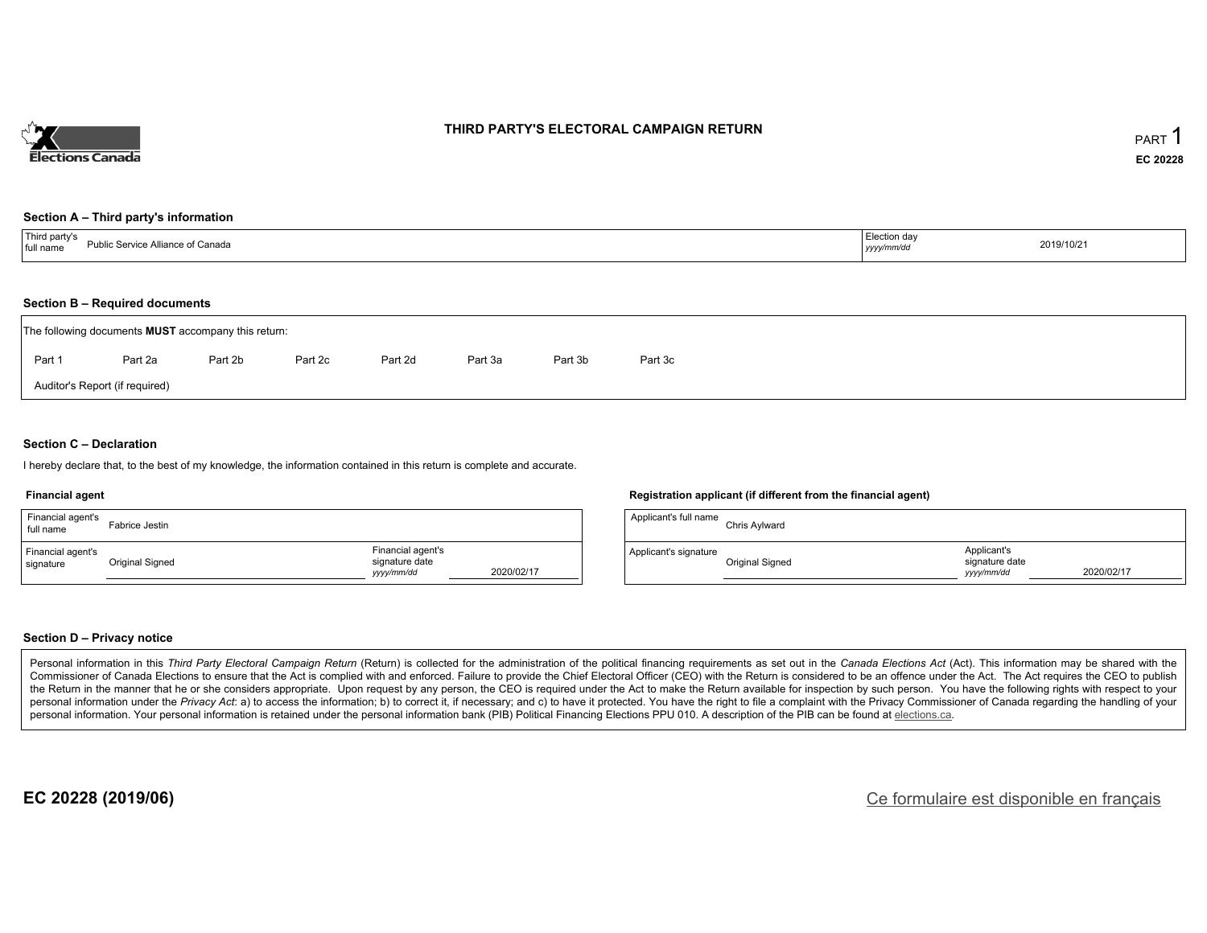# THIRD PARTY'S ELECTORAL CAMPAIGN RETURN

PART 1

**EC 20228**

## Section A – Third party's information

| Third party's full name | Public Service Alliance of Canada | Election day *yyyy/mm/dd* | 2019/10/21 |
|---|---|---|---|

## Section B – Required documents

The following documents **MUST** accompany this return:

Part 1 &nbsp;&nbsp; Part 2a &nbsp;&nbsp; Part 2b &nbsp;&nbsp; Part 2c &nbsp;&nbsp; Part 2d &nbsp;&nbsp; Part 3a &nbsp;&nbsp; Part 3b &nbsp;&nbsp; Part 3c

Auditor's Report (if required)

## Section C – Declaration

I hereby declare that, to the best of my knowledge, the information contained in this return is complete and accurate.

### Financial agent

| Financial agent's full name | Fabrice Jestin | | |
|---|---|---|---|
| Financial agent's signature | Original Signed | Financial agent's signature date *yyyy/mm/dd* | 2020/02/17 |

### Registration applicant (if different from the financial agent)

| Applicant's full name | Chris Aylward | | |
|---|---|---|---|
| Applicant's signature | Original Signed | Applicant's signature date *yyyy/mm/dd* | 2020/02/17 |

## Section D – Privacy notice

Personal information in this *Third Party Electoral Campaign Return* (Return) is collected for the administration of the political financing requirements as set out in the *Canada Elections Act* (Act). This information may be shared with the Commissioner of Canada Elections to ensure that the Act is complied with and enforced. Failure to provide the Chief Electoral Officer (CEO) with the Return is considered to be an offence under the Act. The Act requires the CEO to publish the Return in the manner that he or she considers appropriate. Upon request by any person, the CEO is required under the Act to make the Return available for inspection by such person. You have the following rights with respect to your personal information under the *Privacy Act*: a) to access the information; b) to correct it, if necessary; and c) to have it protected. You have the right to file a complaint with the Privacy Commissioner of Canada regarding the handling of your personal information. Your personal information is retained under the personal information bank (PIB) Political Financing Elections PPU 010. A description of the PIB can be found at elections.ca.

**EC 20228 (2019/06)**

Ce formulaire est disponible en français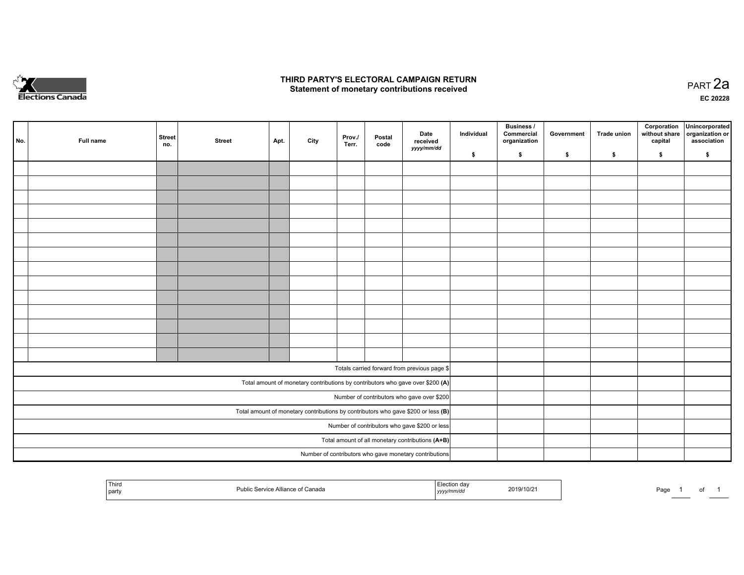# THIRD PARTY'S ELECTORAL CAMPAIGN RETURN
## Statement of monetary contributions received

PART 2a

EC 20228

| No. | Full name | Street no. | Street | Apt. | City | Prov./ Terr. | Postal code | Date received yyyy/mm/dd | Individual $ | Business / Commercial organization $ | Government $ | Trade union $ | Corporation without share capital $ | Unincorporated organization or association $ |
|---|---|---|---|---|---|---|---|---|---|---|---|---|---|---|
| | | | | | | | | | | | | | | |
| | | | | | | | | | | | | | | |
| | | | | | | | | | | | | | | |
| | | | | | | | | | | | | | | |
| | | | | | | | | | | | | | | |
| | | | | | | | | | | | | | | |
| | | | | | | | | | | | | | | |
| | | | | | | | | | | | | | | |
| | | | | | | | | | | | | | | |
| | | | | | | | | | | | | | | |
| | | | | | | | | | | | | | | |
| | | | | | | | | | | | | | | |
| | | | | | | | | | | | | | | |
| | | | | | | | | | | | | | | |
| Totals carried forward from previous page $ | | | | | | | | | | | | | | |
| Total amount of monetary contributions by contributors who gave over $200 **(A)** | | | | | | | | | | | | | | |
| Number of contributors who gave over $200 | | | | | | | | | | | | | | |
| Total amount of monetary contributions by contributors who gave $200 or less **(B)** | | | | | | | | | | | | | | |
| Number of contributors who gave $200 or less | | | | | | | | | | | | | | |
| Total amount of all monetary contributions **(A+B)** | | | | | | | | | | | | | | |
| Number of contributors who gave monetary contributions | | | | | | | | | | | | | | |

| Third party | Public Service Alliance of Canada | Election day yyyy/mm/dd | 2019/10/21 |
|---|---|---|---|

Page 1 of 1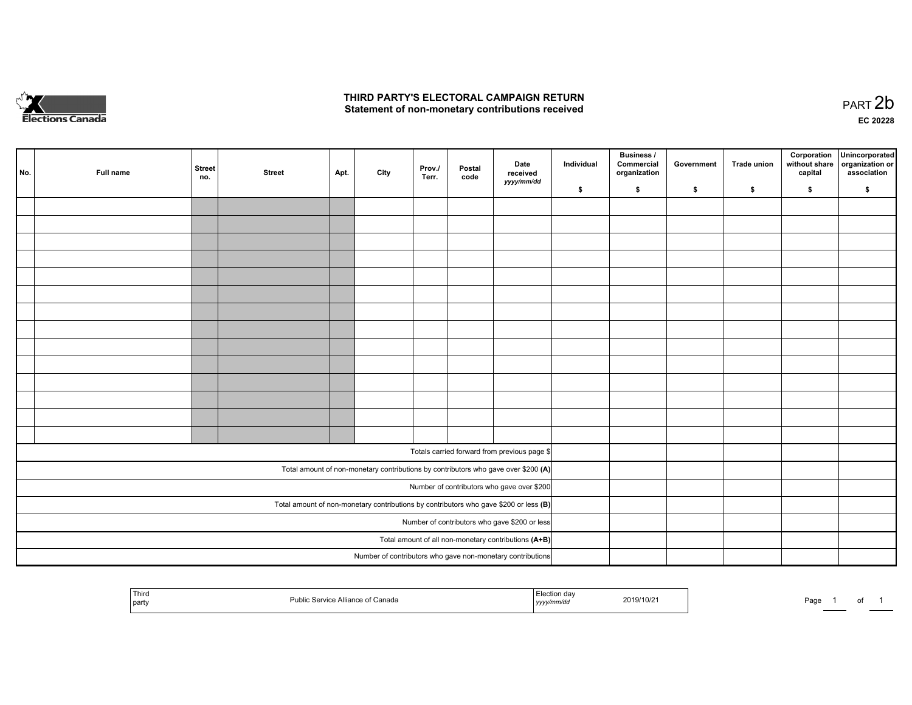# THIRD PARTY'S ELECTORAL CAMPAIGN RETURN
## Statement of non-monetary contributions received

PART 2b

EC 20228

| No. | Full name | Street no. | Street | Apt. | City | Prov./ Terr. | Postal code | Date received *yyyy/mm/dd* | Individual $ | Business / Commercial organization $ | Government $ | Trade union $ | Corporation without share capital $ | Unincorporated organization or association $ |
|---|---|---|---|---|---|---|---|---|---|---|---|---|---|---|
| | | | | | | | | | | | | | | |
| | | | | | | | | | | | | | | |
| | | | | | | | | | | | | | | |
| | | | | | | | | | | | | | | |
| | | | | | | | | | | | | | | |
| | | | | | | | | | | | | | | |
| | | | | | | | | | | | | | | |
| | | | | | | | | | | | | | | |
| | | | | | | | | | | | | | | |
| | | | | | | | | | | | | | | |
| | | | | | | | | | | | | | | |
| | | | | | | | | | | | | | | |
| | | | | | | | | | | | | | | |
| | | | | | | | | | | | | | | |
| Totals carried forward from previous page $ | | | | | | | | | | | | | | |
| Total amount of non-monetary contributions by contributors who gave over $200 **(A)** | | | | | | | | | | | | | | |
| Number of contributors who gave over $200 | | | | | | | | | | | | | | |
| Total amount of non-monetary contributions by contributors who gave $200 or less **(B)** | | | | | | | | | | | | | | |
| Number of contributors who gave $200 or less | | | | | | | | | | | | | | |
| Total amount of all non-monetary contributions **(A+B)** | | | | | | | | | | | | | | |
| Number of contributors who gave non-monetary contributions | | | | | | | | | | | | | | |

| Third party | Public Service Alliance of Canada | Election day *yyyy/mm/dd* | 2019/10/21 |
|---|---|---|---|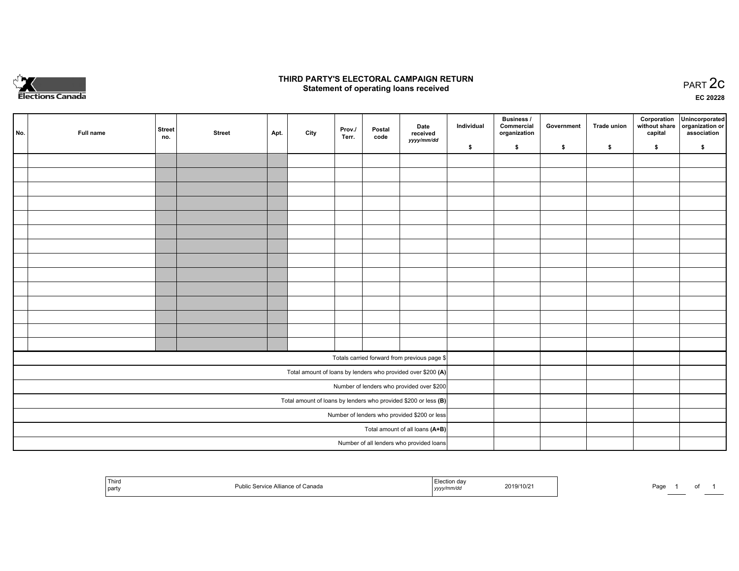# THIRD PARTY'S ELECTORAL CAMPAIGN RETURN
## Statement of operating loans received

PART 2c

EC 20228

| No. | Full name | Street no. | Street | Apt. | City | Prov./ Terr. | Postal code | Date received *yyyy/mm/dd* | Individual $ | Business / Commercial organization $ | Government $ | Trade union $ | Corporation without share capital $ | Unincorporated organization or association $ |
|---|---|---|---|---|---|---|---|---|---|---|---|---|---|---|
| | | | | | | | | | | | | | | |
| | | | | | | | | | | | | | | |
| | | | | | | | | | | | | | | |
| | | | | | | | | | | | | | | |
| | | | | | | | | | | | | | | |
| | | | | | | | | | | | | | | |
| | | | | | | | | | | | | | | |
| | | | | | | | | | | | | | | |
| | | | | | | | | | | | | | | |
| | | | | | | | | | | | | | | |
| | | | | | | | | | | | | | | |
| | | | | | | | | | | | | | | |
| | | | | | | | | | | | | | | |
| | | | | | | | | | | | | | | |
| Totals carried forward from previous page $ | | | | | | | | | | | | | | |
| Total amount of loans by lenders who provided over $200 **(A)** | | | | | | | | | | | | | | |
| Number of lenders who provided over $200 | | | | | | | | | | | | | | |
| Total amount of loans by lenders who provided $200 or less **(B)** | | | | | | | | | | | | | | |
| Number of lenders who provided $200 or less | | | | | | | | | | | | | | |
| Total amount of all loans **(A+B)** | | | | | | | | | | | | | | |
| Number of all lenders who provided loans | | | | | | | | | | | | | | |

| Third party | Public Service Alliance of Canada | Election day *yyyy/mm/dd* | 2019/10/21 |
|---|---|---|---|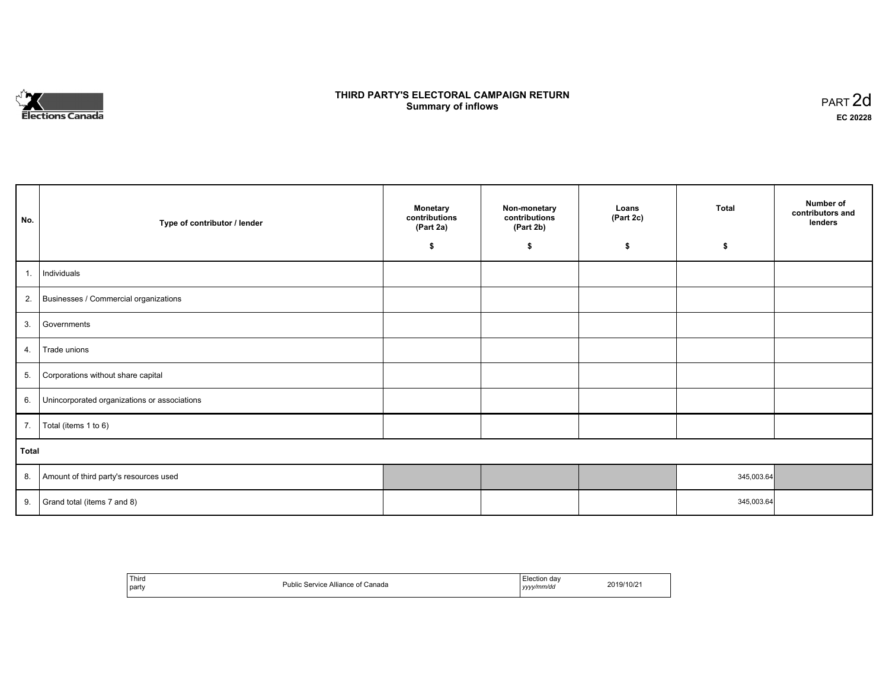# THIRD PARTY'S ELECTORAL CAMPAIGN RETURN
## Summary of inflows

PART 2d

EC 20228

| No. | Type of contributor / lender | Monetary contributions (Part 2a) $ | Non-monetary contributions (Part 2b) $ | Loans (Part 2c) $ | Total $ | Number of contributors and lenders |
|---|---|---|---|---|---|---|
| 1. | Individuals | | | | | |
| 2. | Businesses / Commercial organizations | | | | | |
| 3. | Governments | | | | | |
| 4. | Trade unions | | | | | |
| 5. | Corporations without share capital | | | | | |
| 6. | Unincorporated organizations or associations | | | | | |
| 7. | Total (items 1 to 6) | | | | | |
| **Total** | | | | | | |
| 8. | Amount of third party's resources used | | | | 345,003.64 | |
| 9. | Grand total (items 7 and 8) | | | | 345,003.64 | |

| Third party | Public Service Alliance of Canada | Election day *yyyy/mm/dd* | 2019/10/21 |
|---|---|---|---|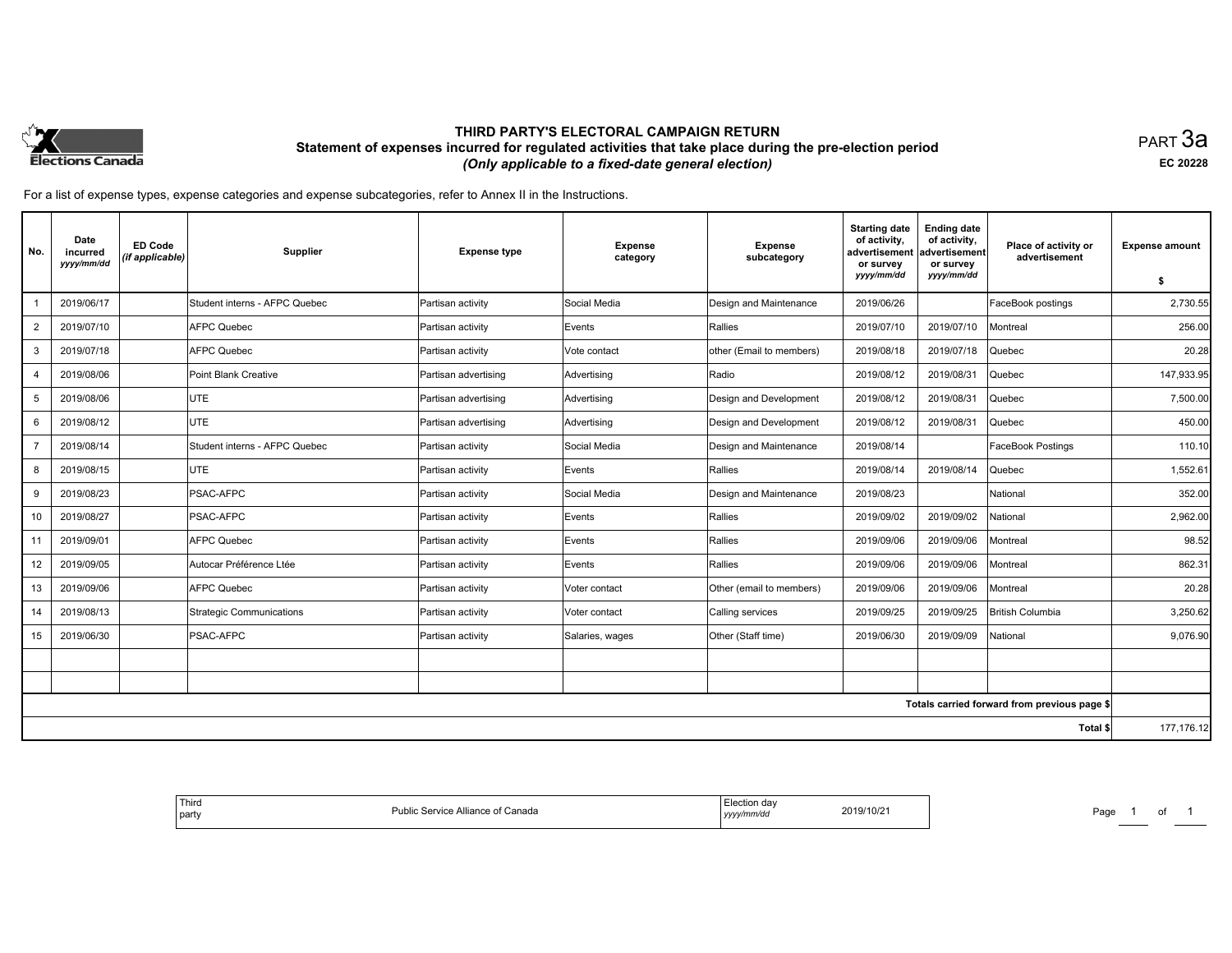Elections Canada

# THIRD PARTY'S ELECTORAL CAMPAIGN RETURN

## Statement of expenses incurred for regulated activities that take place during the pre-election period

*(Only applicable to a fixed-date general election)*

PART 3a

EC 20228

For a list of expense types, expense categories and expense subcategories, refer to Annex II in the Instructions.

| No. | Date incurred *yyyy/mm/dd* | ED Code *(if applicable)* | Supplier | Expense type | Expense category | Expense subcategory | Starting date of activity, advertisement or survey *yyyy/mm/dd* | Ending date of activity, advertisement or survey *yyyy/mm/dd* | Place of activity or advertisement | Expense amount $ |
|---|---|---|---|---|---|---|---|---|---|---|
| 1 | 2019/06/17 | | Student interns - AFPC Quebec | Partisan activity | Social Media | Design and Maintenance | 2019/06/26 | | FaceBook postings | 2,730.55 |
| 2 | 2019/07/10 | | AFPC Quebec | Partisan activity | Events | Rallies | 2019/07/10 | 2019/07/10 | Montreal | 256.00 |
| 3 | 2019/07/18 | | AFPC Quebec | Partisan activity | Vote contact | other (Email to members) | 2019/08/18 | 2019/07/18 | Quebec | 20.28 |
| 4 | 2019/08/06 | | Point Blank Creative | Partisan advertising | Advertising | Radio | 2019/08/12 | 2019/08/31 | Quebec | 147,933.95 |
| 5 | 2019/08/06 | | UTE | Partisan advertising | Advertising | Design and Development | 2019/08/12 | 2019/08/31 | Quebec | 7,500.00 |
| 6 | 2019/08/12 | | UTE | Partisan advertising | Advertising | Design and Development | 2019/08/12 | 2019/08/31 | Quebec | 450.00 |
| 7 | 2019/08/14 | | Student interns - AFPC Quebec | Partisan activity | Social Media | Design and Maintenance | 2019/08/14 | | FaceBook Postings | 110.10 |
| 8 | 2019/08/15 | | UTE | Partisan activity | Events | Rallies | 2019/08/14 | 2019/08/14 | Quebec | 1,552.61 |
| 9 | 2019/08/23 | | PSAC-AFPC | Partisan activity | Social Media | Design and Maintenance | 2019/08/23 | | National | 352.00 |
| 10 | 2019/08/27 | | PSAC-AFPC | Partisan activity | Events | Rallies | 2019/09/02 | 2019/09/02 | National | 2,962.00 |
| 11 | 2019/09/01 | | AFPC Quebec | Partisan activity | Events | Rallies | 2019/09/06 | 2019/09/06 | Montreal | 98.52 |
| 12 | 2019/09/05 | | Autocar Préférence Ltée | Partisan activity | Events | Rallies | 2019/09/06 | 2019/09/06 | Montreal | 862.31 |
| 13 | 2019/09/06 | | AFPC Quebec | Partisan activity | Voter contact | Other (email to members) | 2019/09/06 | 2019/09/06 | Montreal | 20.28 |
| 14 | 2019/08/13 | | Strategic Communications | Partisan activity | Voter contact | Calling services | 2019/09/25 | 2019/09/25 | British Columbia | 3,250.62 |
| 15 | 2019/06/30 | | PSAC-AFPC | Partisan activity | Salaries, wages | Other (Staff time) | 2019/06/30 | 2019/09/09 | National | 9,076.90 |
| | | | | | | | | | | |
| | | | | | | | | | | |
| | | | | | | | | | Totals carried forward from previous page $ | |
| | | | | | | | | | Total $ | 177,176.12 |

Third party: Public Service Alliance of Canada

Election day *yyyy/mm/dd*: 2019/10/21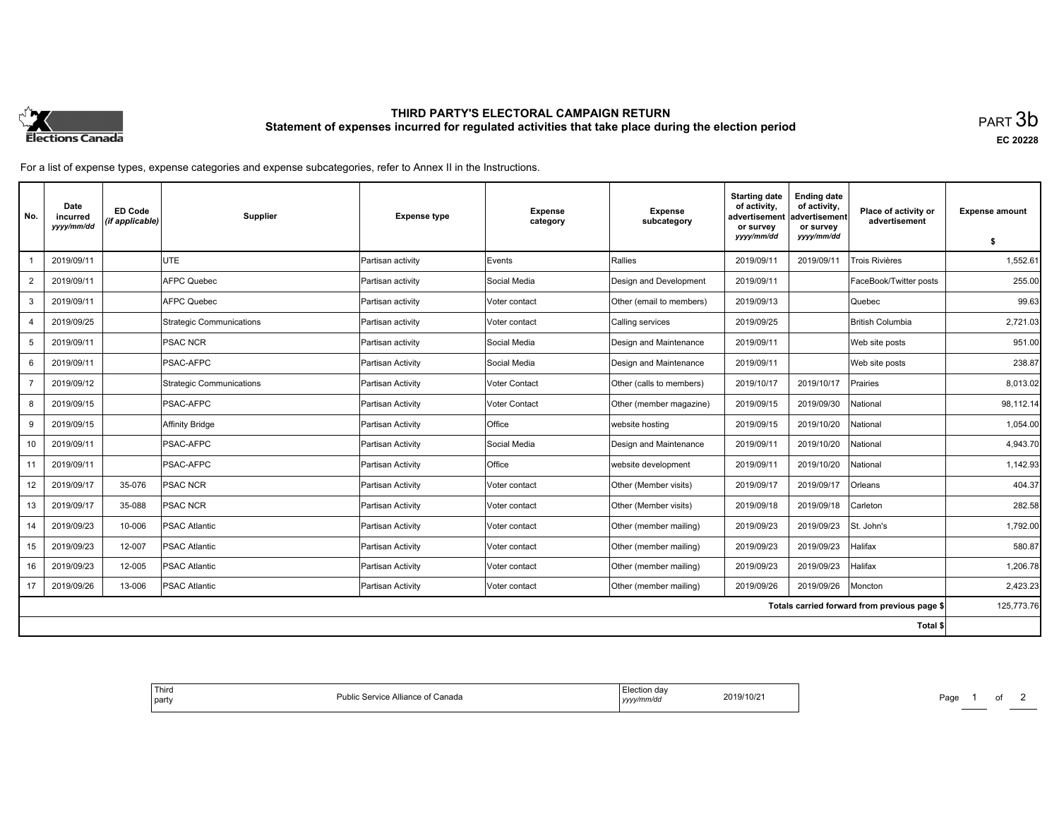# THIRD PARTY'S ELECTORAL CAMPAIGN RETURN

## Statement of expenses incurred for regulated activities that take place during the election period

PART 3b

EC 20228

For a list of expense types, expense categories and expense subcategories, refer to Annex II in the Instructions.

| No. | Date incurred *yyyy/mm/dd* | ED Code *(if applicable)* | Supplier | Expense type | Expense category | Expense subcategory | Starting date of activity, advertisement or survey *yyyy/mm/dd* | Ending date of activity, advertisement or survey *yyyy/mm/dd* | Place of activity or advertisement | Expense amount $ |
|---|---|---|---|---|---|---|---|---|---|---|
| 1 | 2019/09/11 | | UTE | Partisan activity | Events | Rallies | 2019/09/11 | 2019/09/11 | Trois Rivières | 1,552.61 |
| 2 | 2019/09/11 | | AFPC Quebec | Partisan activity | Social Media | Design and Development | 2019/09/11 | | FaceBook/Twitter posts | 255.00 |
| 3 | 2019/09/11 | | AFPC Quebec | Partisan activity | Voter contact | Other (email to members) | 2019/09/13 | | Quebec | 99.63 |
| 4 | 2019/09/25 | | Strategic Communications | Partisan activity | Voter contact | Calling services | 2019/09/25 | | British Columbia | 2,721.03 |
| 5 | 2019/09/11 | | PSAC NCR | Partisan activity | Social Media | Design and Maintenance | 2019/09/11 | | Web site posts | 951.00 |
| 6 | 2019/09/11 | | PSAC-AFPC | Partisan Activity | Social Media | Design and Maintenance | 2019/09/11 | | Web site posts | 238.87 |
| 7 | 2019/09/12 | | Strategic Communications | Partisan Activity | Voter Contact | Other (calls to members) | 2019/10/17 | 2019/10/17 | Prairies | 8,013.02 |
| 8 | 2019/09/15 | | PSAC-AFPC | Partisan Activity | Voter Contact | Other (member magazine) | 2019/09/15 | 2019/09/30 | National | 98,112.14 |
| 9 | 2019/09/15 | | Affinity Bridge | Partisan Activity | Office | website hosting | 2019/09/15 | 2019/10/20 | National | 1,054.00 |
| 10 | 2019/09/11 | | PSAC-AFPC | Partisan Activity | Social Media | Design and Maintenance | 2019/09/11 | 2019/10/20 | National | 4,943.70 |
| 11 | 2019/09/11 | | PSAC-AFPC | Partisan Activity | Office | website development | 2019/09/11 | 2019/10/20 | National | 1,142.93 |
| 12 | 2019/09/17 | 35-076 | PSAC NCR | Partisan Activity | Voter contact | Other (Member visits) | 2019/09/17 | 2019/09/17 | Orleans | 404.37 |
| 13 | 2019/09/17 | 35-088 | PSAC NCR | Partisan Activity | Voter contact | Other (Member visits) | 2019/09/18 | 2019/09/18 | Carleton | 282.58 |
| 14 | 2019/09/23 | 10-006 | PSAC Atlantic | Partisan Activity | Voter contact | Other (member mailing) | 2019/09/23 | 2019/09/23 | St. John's | 1,792.00 |
| 15 | 2019/09/23 | 12-007 | PSAC Atlantic | Partisan Activity | Voter contact | Other (member mailing) | 2019/09/23 | 2019/09/23 | Halifax | 580.87 |
| 16 | 2019/09/23 | 12-005 | PSAC Atlantic | Partisan Activity | Voter contact | Other (member mailing) | 2019/09/23 | 2019/09/23 | Halifax | 1,206.78 |
| 17 | 2019/09/26 | 13-006 | PSAC Atlantic | Partisan Activity | Voter contact | Other (member mailing) | 2019/09/26 | 2019/09/26 | Moncton | 2,423.23 |
| | | | | | | | | | Totals carried forward from previous page $ | 125,773.76 |
| | | | | | | | | | Total $ | |

| Third party | Public Service Alliance of Canada | Election day *yyyy/mm/dd* | 2019/10/21 |
|---|---|---|---|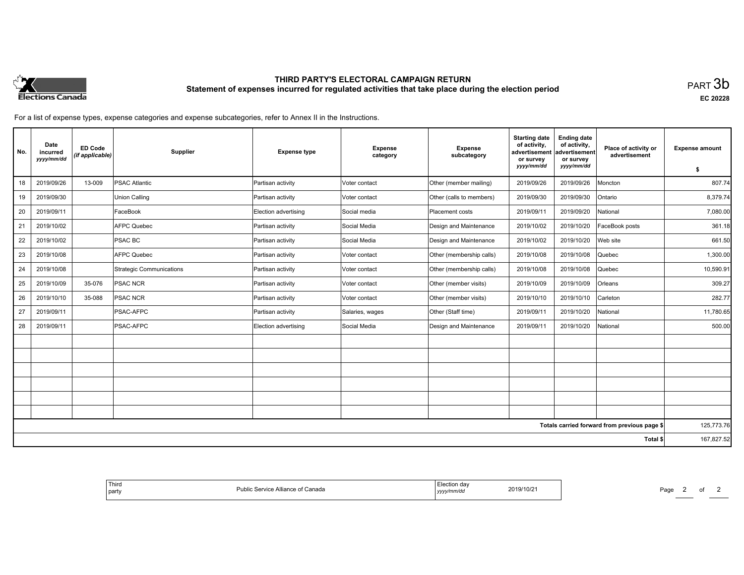# THIRD PARTY'S ELECTORAL CAMPAIGN RETURN

## Statement of expenses incurred for regulated activities that take place during the election period

PART 3b

EC 20228

For a list of expense types, expense categories and expense subcategories, refer to Annex II in the Instructions.

| No. | Date incurred yyyy/mm/dd | ED Code (if applicable) | Supplier | Expense type | Expense category | Expense subcategory | Starting date of activity, advertisement or survey yyyy/mm/dd | Ending date of activity, advertisement or survey yyyy/mm/dd | Place of activity or advertisement | Expense amount $ |
|---|---|---|---|---|---|---|---|---|---|---|
| 18 | 2019/09/26 | 13-009 | PSAC Atlantic | Partisan activity | Voter contact | Other (member mailing) | 2019/09/26 | 2019/09/26 | Moncton | 807.74 |
| 19 | 2019/09/30 | | Union Calling | Partisan activity | Voter contact | Other (calls to members) | 2019/09/30 | 2019/09/30 | Ontario | 8,379.74 |
| 20 | 2019/09/11 | | FaceBook | Election advertising | Social media | Placement costs | 2019/09/11 | 2019/09/20 | National | 7,080.00 |
| 21 | 2019/10/02 | | AFPC Quebec | Partisan activity | Social Media | Design and Maintenance | 2019/10/02 | 2019/10/20 | FaceBook posts | 361.18 |
| 22 | 2019/10/02 | | PSAC BC | Partisan activity | Social Media | Design and Maintenance | 2019/10/02 | 2019/10/20 | Web site | 661.50 |
| 23 | 2019/10/08 | | AFPC Quebec | Partisan activity | Voter contact | Other (membership calls) | 2019/10/08 | 2019/10/08 | Quebec | 1,300.00 |
| 24 | 2019/10/08 | | Strategic Communications | Partisan activity | Voter contact | Other (membership calls) | 2019/10/08 | 2019/10/08 | Quebec | 10,590.91 |
| 25 | 2019/10/09 | 35-076 | PSAC NCR | Partisan activity | Voter contact | Other (member visits) | 2019/10/09 | 2019/10/09 | Orleans | 309.27 |
| 26 | 2019/10/10 | 35-088 | PSAC NCR | Partisan activity | Voter contact | Other (member visits) | 2019/10/10 | 2019/10/10 | Carleton | 282.77 |
| 27 | 2019/09/11 | | PSAC-AFPC | Partisan activity | Salaries, wages | Other (Staff time) | 2019/09/11 | 2019/10/20 | National | 11,780.65 |
| 28 | 2019/09/11 | | PSAC-AFPC | Election advertising | Social Media | Design and Maintenance | 2019/09/11 | 2019/10/20 | National | 500.00 |
| | | | | | | | | | | |
| | | | | | | | | | | |
| | | | | | | | | | | |
| | | | | | | | | | | |
| | | | | | | | | | | |
| | | | | | | | | | | |
| | | | | | | | | | **Totals carried forward from previous page $** | 125,773.76 |
| | | | | | | | | | **Total $** | 167,827.52 |

| Third party | Public Service Alliance of Canada | Election day yyyy/mm/dd | 2019/10/21 |
|---|---|---|---|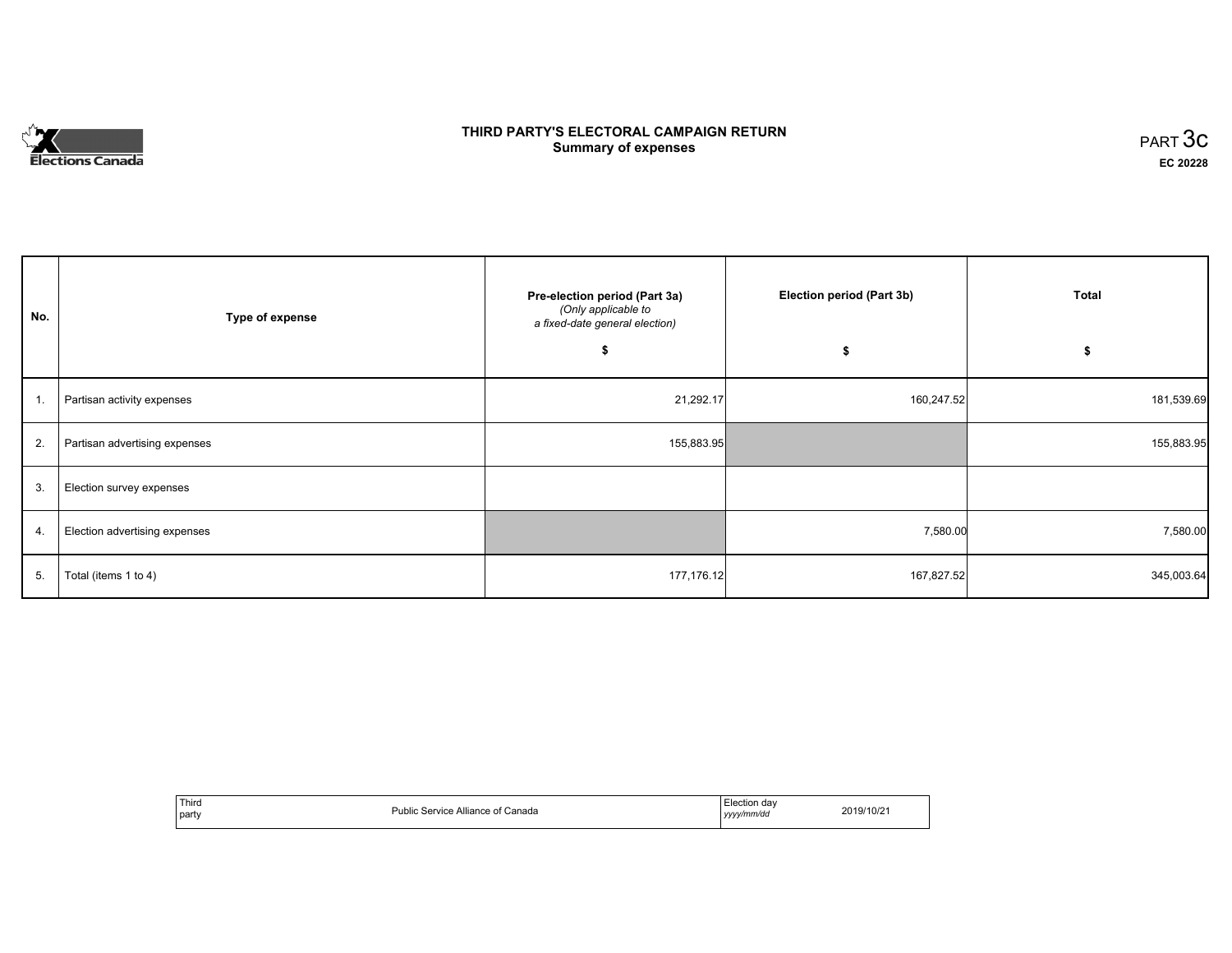Elections Canada

# THIRD PARTY'S ELECTORAL CAMPAIGN RETURN
## Summary of expenses

PART 3c
EC 20228

| No. | Type of expense | Pre-election period (Part 3a) *(Only applicable to a fixed-date general election)* $ | Election period (Part 3b) $ | Total $ |
|---|---|---|---|---|
| 1. | Partisan activity expenses | 21,292.17 | 160,247.52 | 181,539.69 |
| 2. | Partisan advertising expenses | 155,883.95 | | 155,883.95 |
| 3. | Election survey expenses | | | |
| 4. | Election advertising expenses | | 7,580.00 | 7,580.00 |
| 5. | Total (items 1 to 4) | 177,176.12 | 167,827.52 | 345,003.64 |

| Third party | Public Service Alliance of Canada | Election day *yyyy/mm/dd* | 2019/10/21 |
|---|---|---|---|